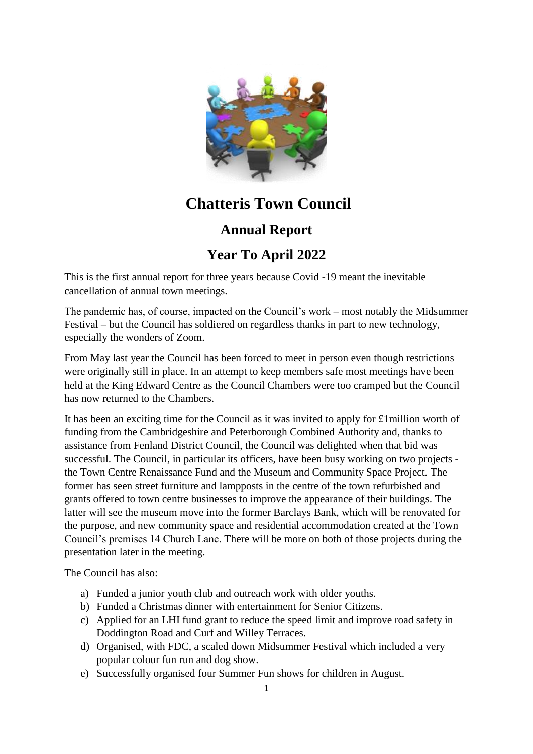# Chatteris Town Council

## Annual Report

## Year To April 2022

This is the first annual report for three years because Covid -19 meant the inevitable cancellation of annual town meetings.

The pandemic has, of course, impacted on the Council's work – most notably the Midsummer Festival – but the Council has soldiered on regardless thanks in part to new technology, especially the wonders of Zoom.

From May last year the Council has been forced to meet in person even though restrictions were originally still in place. In an attempt to keep members safe most meetings have been held at the King Edward Centre as the Council Chambers were too cramped but the Council has now returned to the Chambers.

It has been an exciting time for the Council as it was invited to apply for £1million worth of funding from the Cambridgeshire and Peterborough Combined Authority and, thanks to assistance from Fenland District Council, the Council was delighted when that bid was successful. The Council, in particular its officers, have been busy working on two projects - the Town Centre Renaissance Fund and the Museum and Community Space Project. The former has seen street furniture and lampposts in the centre of the town refurbished and grants offered to town centre businesses to improve the appearance of their buildings. The latter will see the museum move into the former Barclays Bank, which will be renovated for the purpose, and new community space and residential accommodation created at the Town Council's premises 14 Church Lane. There will be more on both of those projects during the presentation later in the meeting.

The Council has also:

a) Funded a junior youth club and outreach work with older youths.
b) Funded a Christmas dinner with entertainment for Senior Citizens.
c) Applied for an LHI fund grant to reduce the speed limit and improve road safety in Doddington Road and Curf and Willey Terraces.
d) Organised, with FDC, a scaled down Midsummer Festival which included a very popular colour fun run and dog show.
e) Successfully organised four Summer Fun shows for children in August.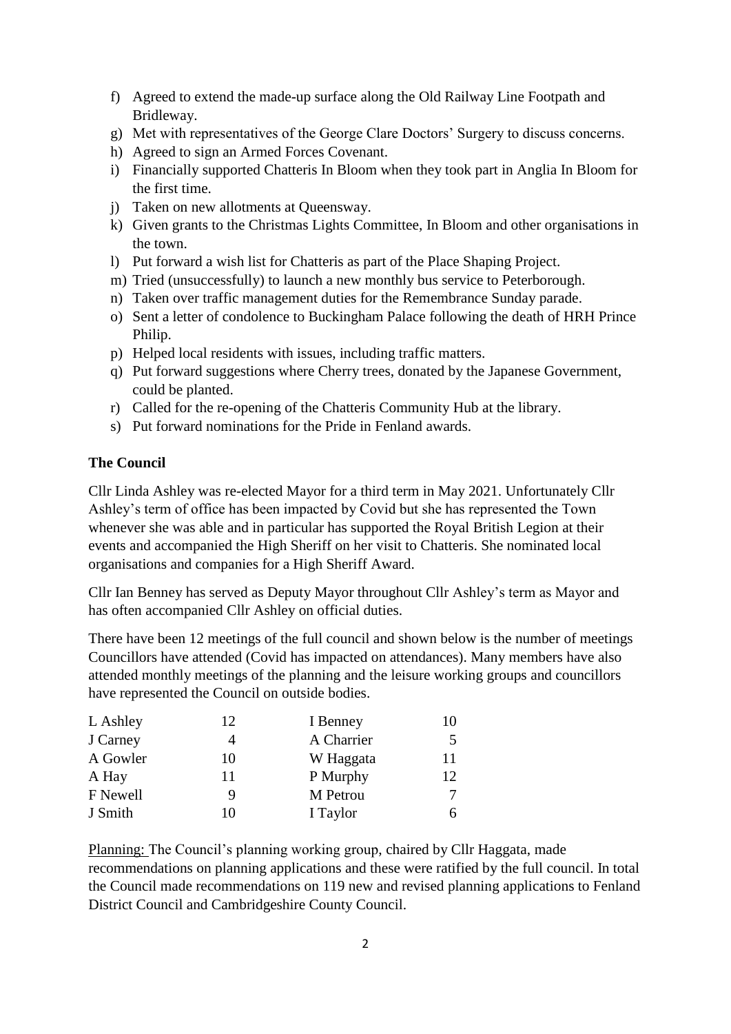f) Agreed to extend the made-up surface along the Old Railway Line Footpath and Bridleway.
g) Met with representatives of the George Clare Doctors' Surgery to discuss concerns.
h) Agreed to sign an Armed Forces Covenant.
i) Financially supported Chatteris In Bloom when they took part in Anglia In Bloom for the first time.
j) Taken on new allotments at Queensway.
k) Given grants to the Christmas Lights Committee, In Bloom and other organisations in the town.
l) Put forward a wish list for Chatteris as part of the Place Shaping Project.
m) Tried (unsuccessfully) to launch a new monthly bus service to Peterborough.
n) Taken over traffic management duties for the Remembrance Sunday parade.
o) Sent a letter of condolence to Buckingham Palace following the death of HRH Prince Philip.
p) Helped local residents with issues, including traffic matters.
q) Put forward suggestions where Cherry trees, donated by the Japanese Government, could be planted.
r) Called for the re-opening of the Chatteris Community Hub at the library.
s) Put forward nominations for the Pride in Fenland awards.

**The Council**

Cllr Linda Ashley was re-elected Mayor for a third term in May 2021. Unfortunately Cllr Ashley's term of office has been impacted by Covid but she has represented the Town whenever she was able and in particular has supported the Royal British Legion at their events and accompanied the High Sheriff on her visit to Chatteris. She nominated local organisations and companies for a High Sheriff Award.

Cllr Ian Benney has served as Deputy Mayor throughout Cllr Ashley's term as Mayor and has often accompanied Cllr Ashley on official duties.

There have been 12 meetings of the full council and shown below is the number of meetings Councillors have attended (Covid has impacted on attendances). Many members have also attended monthly meetings of the planning and the leisure working groups and councillors have represented the Council on outside bodies.

| | | | |
|---|---|---|---|
| L Ashley | 12 | I Benney | 10 |
| J Carney | 4 | A Charrier | 5 |
| A Gowler | 10 | W Haggata | 11 |
| A Hay | 11 | P Murphy | 12 |
| F Newell | 9 | M Petrou | 7 |
| J Smith | 10 | I Taylor | 6 |

Planning: The Council's planning working group, chaired by Cllr Haggata, made recommendations on planning applications and these were ratified by the full council. In total the Council made recommendations on 119 new and revised planning applications to Fenland District Council and Cambridgeshire County Council.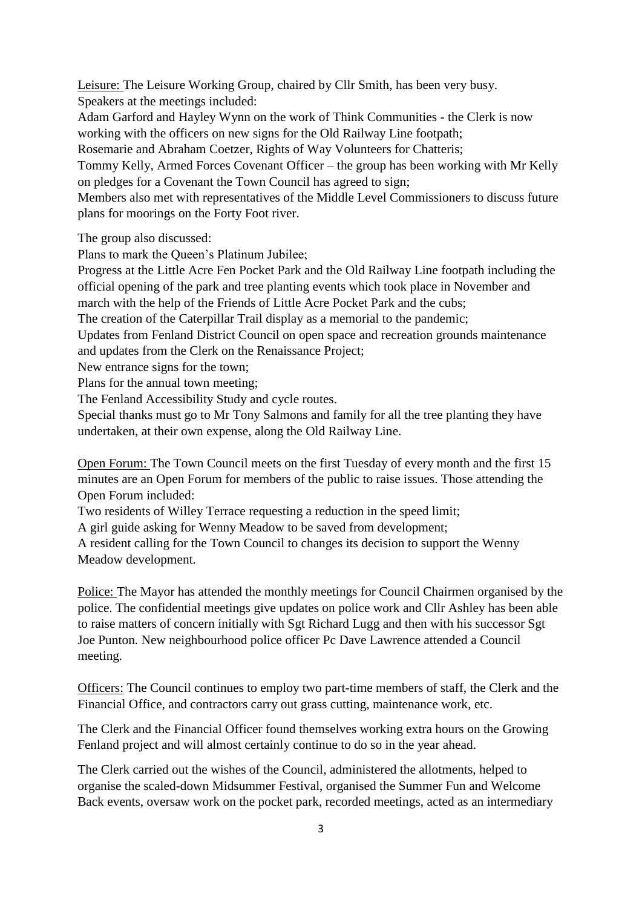Leisure: The Leisure Working Group, chaired by Cllr Smith, has been very busy.
Speakers at the meetings included:
Adam Garford and Hayley Wynn on the work of Think Communities - the Clerk is now working with the officers on new signs for the Old Railway Line footpath;
Rosemarie and Abraham Coetzer, Rights of Way Volunteers for Chatteris;
Tommy Kelly, Armed Forces Covenant Officer – the group has been working with Mr Kelly on pledges for a Covenant the Town Council has agreed to sign;
Members also met with representatives of the Middle Level Commissioners to discuss future plans for moorings on the Forty Foot river.

The group also discussed:
Plans to mark the Queen's Platinum Jubilee;
Progress at the Little Acre Fen Pocket Park and the Old Railway Line footpath including the official opening of the park and tree planting events which took place in November and march with the help of the Friends of Little Acre Pocket Park and the cubs;
The creation of the Caterpillar Trail display as a memorial to the pandemic;
Updates from Fenland District Council on open space and recreation grounds maintenance and updates from the Clerk on the Renaissance Project;
New entrance signs for the town;
Plans for the annual town meeting;
The Fenland Accessibility Study and cycle routes.
Special thanks must go to Mr Tony Salmons and family for all the tree planting they have undertaken, at their own expense, along the Old Railway Line.

Open Forum: The Town Council meets on the first Tuesday of every month and the first 15 minutes are an Open Forum for members of the public to raise issues. Those attending the Open Forum included:
Two residents of Willey Terrace requesting a reduction in the speed limit;
A girl guide asking for Wenny Meadow to be saved from development;
A resident calling for the Town Council to changes its decision to support the Wenny Meadow development.

Police: The Mayor has attended the monthly meetings for Council Chairmen organised by the police. The confidential meetings give updates on police work and Cllr Ashley has been able to raise matters of concern initially with Sgt Richard Lugg and then with his successor Sgt Joe Punton. New neighbourhood police officer Pc Dave Lawrence attended a Council meeting.

Officers: The Council continues to employ two part-time members of staff, the Clerk and the Financial Office, and contractors carry out grass cutting, maintenance work, etc.

The Clerk and the Financial Officer found themselves working extra hours on the Growing Fenland project and will almost certainly continue to do so in the year ahead.

The Clerk carried out the wishes of the Council, administered the allotments, helped to organise the scaled-down Midsummer Festival, organised the Summer Fun and Welcome Back events, oversaw work on the pocket park, recorded meetings, acted as an intermediary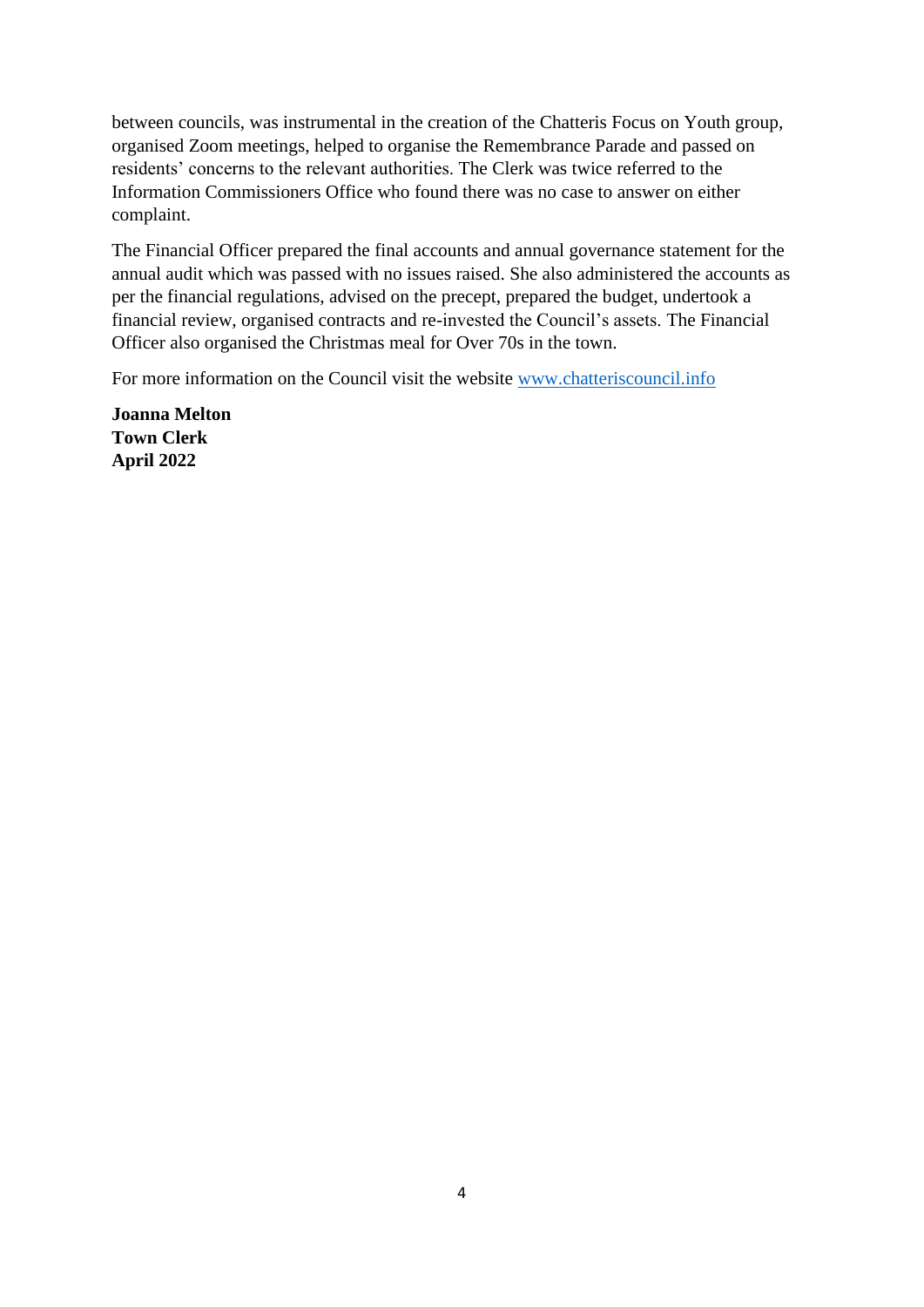between councils, was instrumental in the creation of the Chatteris Focus on Youth group, organised Zoom meetings, helped to organise the Remembrance Parade and passed on residents' concerns to the relevant authorities. The Clerk was twice referred to the Information Commissioners Office who found there was no case to answer on either complaint.

The Financial Officer prepared the final accounts and annual governance statement for the annual audit which was passed with no issues raised. She also administered the accounts as per the financial regulations, advised on the precept, prepared the budget, undertook a financial review, organised contracts and re-invested the Council's assets. The Financial Officer also organised the Christmas meal for Over 70s in the town.

For more information on the Council visit the website [www.chatteriscouncil.info](http://www.chatteriscouncil.info)

**Joanna Melton**
**Town Clerk**
**April 2022**